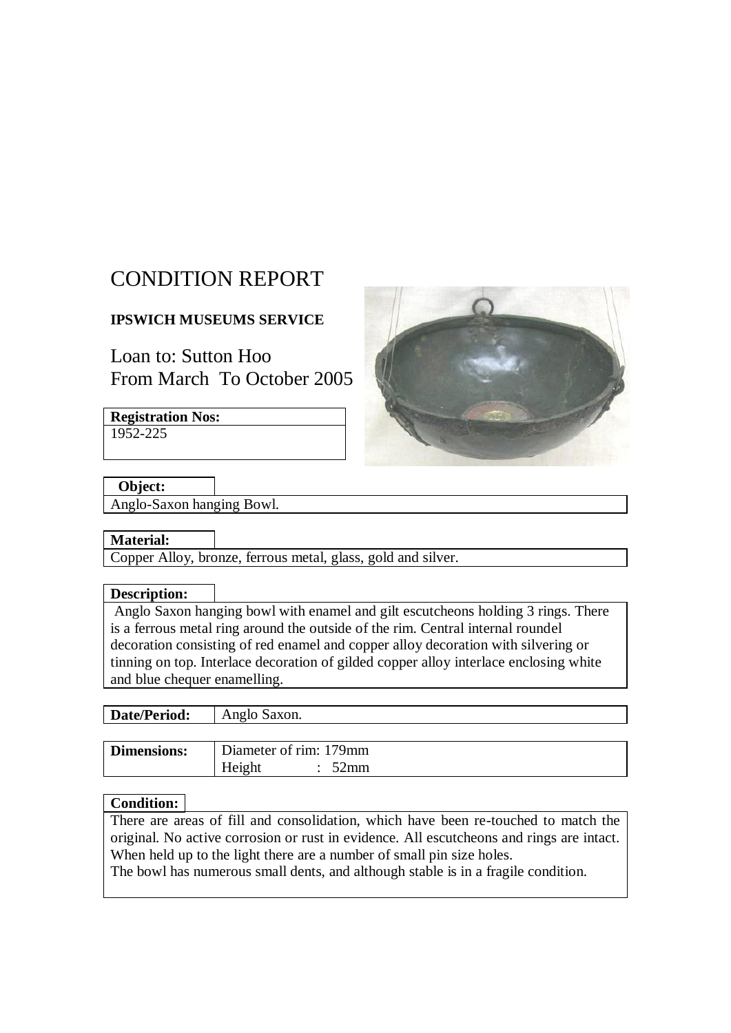# CONDITION REPORT

**IPSWICH MUSEUMS SERVICE**

Loan to: Sutton Hoo
From March To October 2005

| **Registration Nos:** |
| --- |
| 1952-225 |

| **Object:** |
| --- |
| Anglo-Saxon hanging Bowl. |

| **Material:** |
| --- |
| Copper Alloy, bronze, ferrous metal, glass, gold and silver. |

| **Description:** |
| --- |
| Anglo Saxon hanging bowl with enamel and gilt escutcheons holding 3 rings. There is a ferrous metal ring around the outside of the rim. Central internal roundel decoration consisting of red enamel and copper alloy decoration with silvering or tinning on top. Interlace decoration of gilded copper alloy interlace enclosing white and blue chequer enamelling. |

| **Date/Period:** | Anglo Saxon. |
| --- | --- |

| **Dimensions:** | Diameter of rim: 179mm<br>Height : 52mm |
| --- | --- |

| **Condition:** |
| --- |
| There are areas of fill and consolidation, which have been re-touched to match the original. No active corrosion or rust in evidence. All escutcheons and rings are intact. When held up to the light there are a number of small pin size holes.<br>The bowl has numerous small dents, and although stable is in a fragile condition. |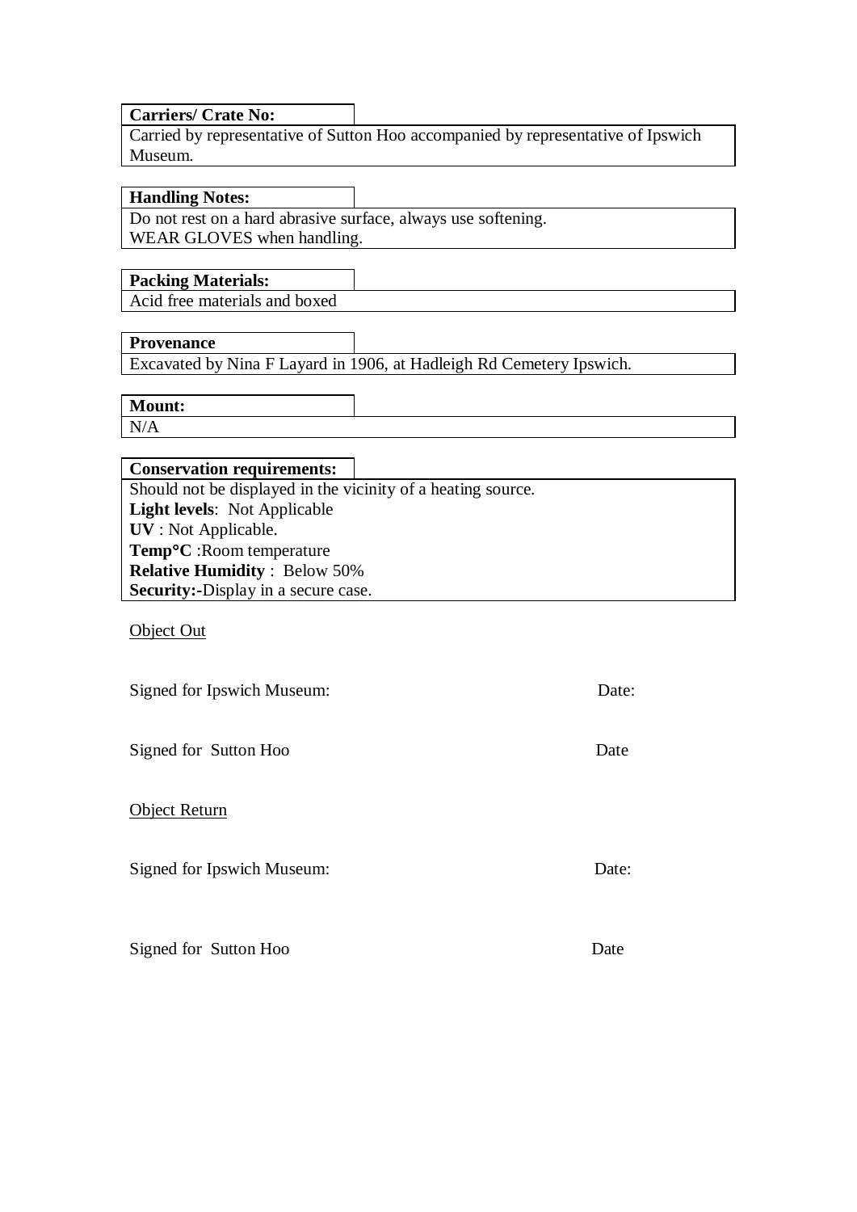**Carriers/ Crate No:**

Carried by representative of Sutton Hoo accompanied by representative of Ipswich Museum.

**Handling Notes:**

Do not rest on a hard abrasive surface, always use softening.
WEAR GLOVES when handling.

**Packing Materials:**

Acid free materials and boxed

**Provenance**

Excavated by Nina F Layard in 1906, at Hadleigh Rd Cemetery Ipswich.

**Mount:**

N/A

**Conservation requirements:**

Should not be displayed in the vicinity of a heating source.
**Light levels**: Not Applicable
**UV** : Not Applicable.
**Temp°C** :Room temperature
**Relative Humidity** : Below 50%
**Security:-**Display in a secure case.

Object Out

Signed for Ipswich Museum: Date:

Signed for Sutton Hoo Date

Object Return

Signed for Ipswich Museum: Date:

Signed for Sutton Hoo Date